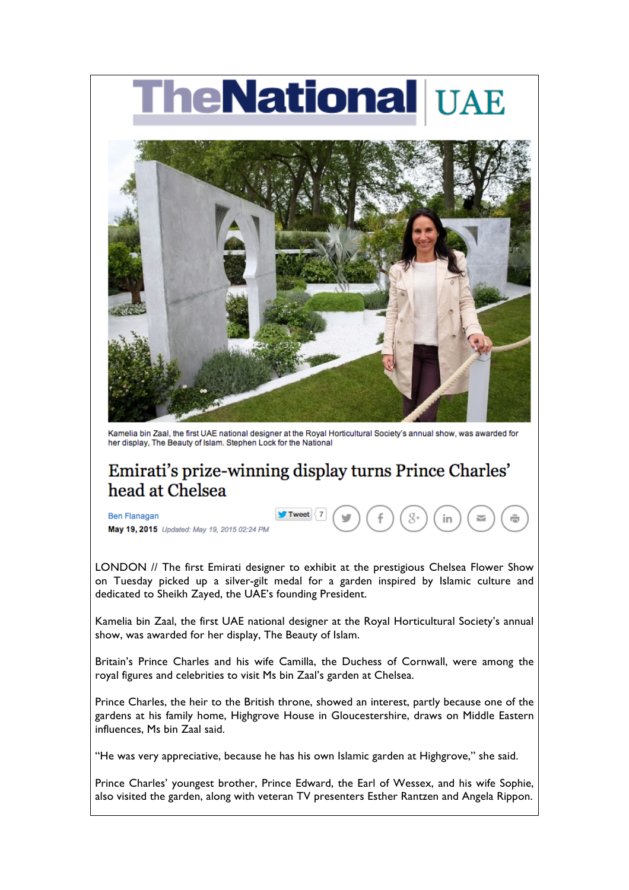TheNational UAE

Kamelia bin Zaal, the first UAE national designer at the Royal Horticultural Society's annual show, was awarded for her display, The Beauty of Islam. Stephen Lock for the National

# Emirati's prize-winning display turns Prince Charles' head at Chelsea

Ben Flanagan

**May 19, 2015** *Updated: May 19, 2015 02:24 PM*

LONDON // The first Emirati designer to exhibit at the prestigious Chelsea Flower Show on Tuesday picked up a silver-gilt medal for a garden inspired by Islamic culture and dedicated to Sheikh Zayed, the UAE's founding President.

Kamelia bin Zaal, the first UAE national designer at the Royal Horticultural Society's annual show, was awarded for her display, The Beauty of Islam.

Britain's Prince Charles and his wife Camilla, the Duchess of Cornwall, were among the royal figures and celebrities to visit Ms bin Zaal's garden at Chelsea.

Prince Charles, the heir to the British throne, showed an interest, partly because one of the gardens at his family home, Highgrove House in Gloucestershire, draws on Middle Eastern influences, Ms bin Zaal said.

"He was very appreciative, because he has his own Islamic garden at Highgrove," she said.

Prince Charles' youngest brother, Prince Edward, the Earl of Wessex, and his wife Sophie, also visited the garden, along with veteran TV presenters Esther Rantzen and Angela Rippon.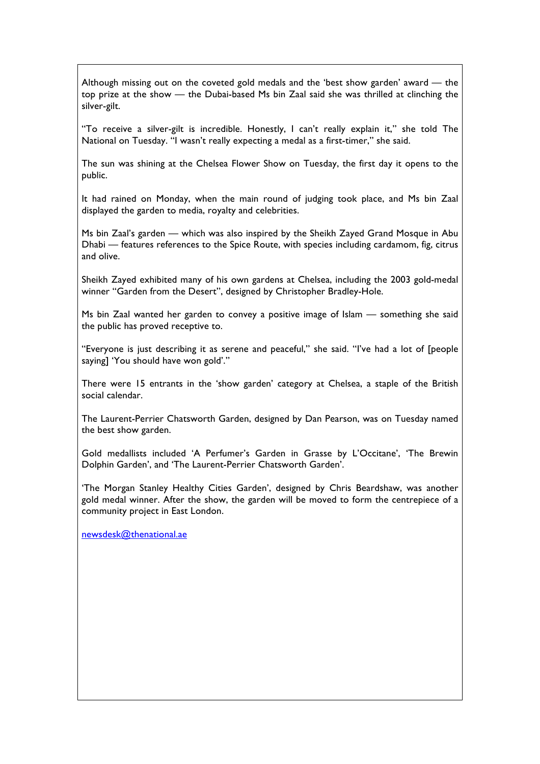Although missing out on the coveted gold medals and the 'best show garden' award — the top prize at the show — the Dubai-based Ms bin Zaal said she was thrilled at clinching the silver-gilt.

"To receive a silver-gilt is incredible. Honestly, I can't really explain it," she told The National on Tuesday. "I wasn't really expecting a medal as a first-timer," she said.

The sun was shining at the Chelsea Flower Show on Tuesday, the first day it opens to the public.

It had rained on Monday, when the main round of judging took place, and Ms bin Zaal displayed the garden to media, royalty and celebrities.

Ms bin Zaal's garden — which was also inspired by the Sheikh Zayed Grand Mosque in Abu Dhabi — features references to the Spice Route, with species including cardamom, fig, citrus and olive.

Sheikh Zayed exhibited many of his own gardens at Chelsea, including the 2003 gold-medal winner "Garden from the Desert", designed by Christopher Bradley-Hole.

Ms bin Zaal wanted her garden to convey a positive image of Islam — something she said the public has proved receptive to.

"Everyone is just describing it as serene and peaceful," she said. "I've had a lot of [people saying] 'You should have won gold'."

There were 15 entrants in the 'show garden' category at Chelsea, a staple of the British social calendar.

The Laurent-Perrier Chatsworth Garden, designed by Dan Pearson, was on Tuesday named the best show garden.

Gold medallists included 'A Perfumer's Garden in Grasse by L'Occitane', 'The Brewin Dolphin Garden', and 'The Laurent-Perrier Chatsworth Garden'.

'The Morgan Stanley Healthy Cities Garden', designed by Chris Beardshaw, was another gold medal winner. After the show, the garden will be moved to form the centrepiece of a community project in East London.

newsdesk@thenational.ae